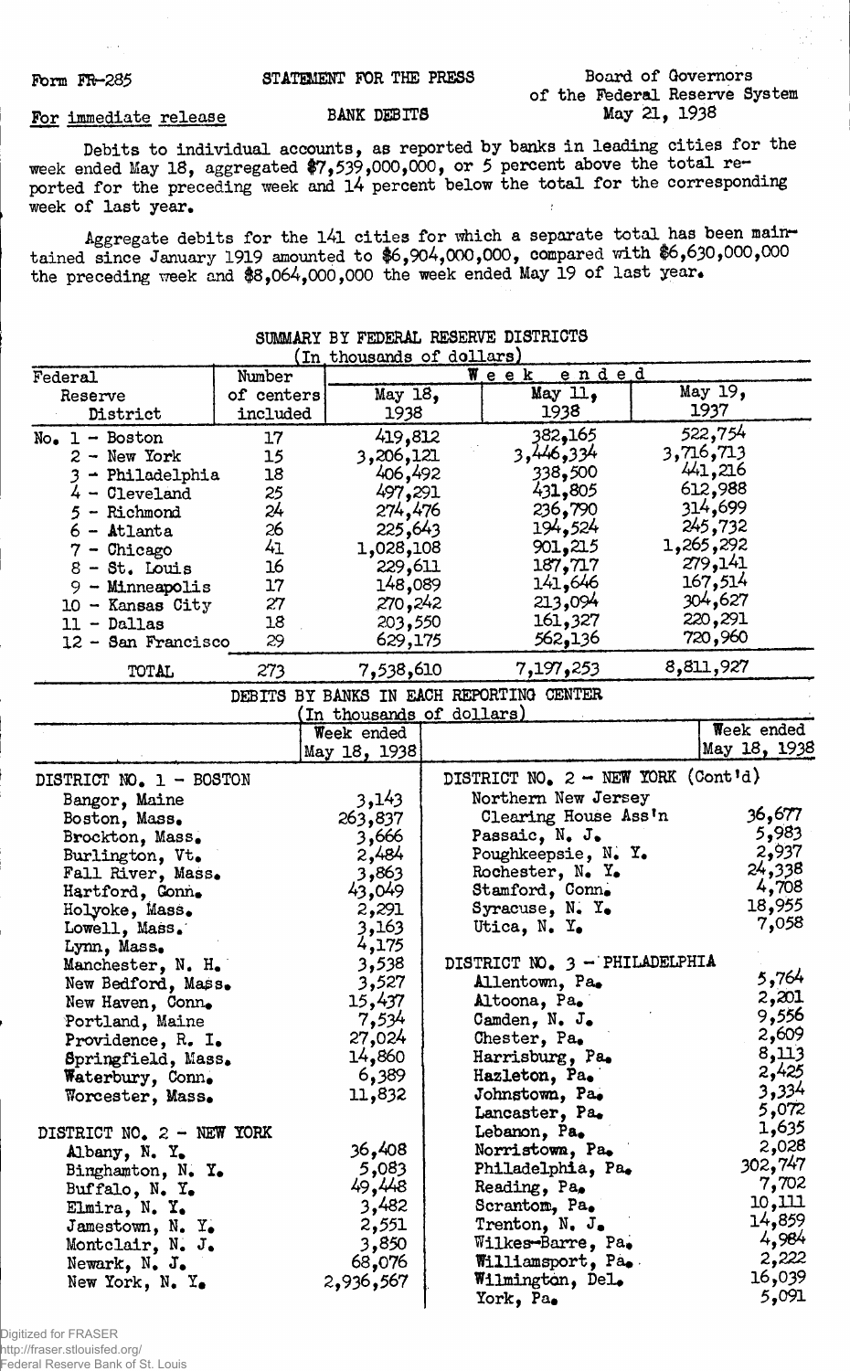Form FR-285 | STATEMENT FOR THE PRESS | Board of Governors of the Federal Reserve System

For immediate release | BANK DEBITS | May 21, 1938

Debits to individual accounts, as reported by banks in leading cities for the week ended May 18, aggregated $7,539,000,000, or 5 percent above the total reported for the preceding week and 14 percent below the total for the corresponding week of last year.

Aggregate debits for the 141 cities for which a separate total has been maintained since January 1919 amounted to $6,904,000,000, compared with $6,630,000,000 the preceding week and $8,064,000,000 the week ended May 19 of last year.

## SUMMARY BY FEDERAL RESERVE DISTRICTS
(In thousands of dollars)

| Federal Reserve District | Number of centers included | Week ended May 18, 1938 | Week ended May 11, 1938 | Week ended May 19, 1937 |
|---|---|---|---|---|
| No. 1 - Boston | 17 | 419,812 | 382,165 | 522,754 |
| 2 - New York | 15 | 3,206,121 | 3,446,334 | 3,716,713 |
| 3 - Philadelphia | 18 | 406,492 | 338,500 | 441,216 |
| 4 - Cleveland | 25 | 497,291 | 431,805 | 612,988 |
| 5 - Richmond | 24 | 274,476 | 236,790 | 314,699 |
| 6 - Atlanta | 26 | 225,643 | 194,524 | 245,732 |
| 7 - Chicago | 41 | 1,028,108 | 901,215 | 1,265,292 |
| 8 - St. Louis | 16 | 229,611 | 187,717 | 279,141 |
| 9 - Minneapolis | 17 | 148,089 | 141,646 | 167,514 |
| 10 - Kansas City | 27 | 270,242 | 213,094 | 304,627 |
| 11 - Dallas | 18 | 203,550 | 161,327 | 220,291 |
| 12 - San Francisco | 29 | 629,175 | 562,136 | 720,960 |
| TOTAL | 273 | 7,538,610 | 7,197,253 | 8,811,927 |

## DEBITS BY BANKS IN EACH REPORTING CENTER
(In thousands of dollars)

| | Week ended May 18, 1938 |
|---|---|
| **DISTRICT NO. 1 - BOSTON** | |
| Bangor, Maine | 3,143 |
| Boston, Mass. | 263,837 |
| Brockton, Mass. | 3,666 |
| Burlington, Vt. | 2,484 |
| Fall River, Mass. | 3,863 |
| Hartford, Conn. | 43,049 |
| Holyoke, Mass. | 2,291 |
| Lowell, Mass. | 3,163 |
| Lynn, Mass. | 4,175 |
| Manchester, N. H. | 3,538 |
| New Bedford, Mass. | 3,527 |
| New Haven, Conn. | 15,437 |
| Portland, Maine | 7,534 |
| Providence, R. I. | 27,024 |
| Springfield, Mass. | 14,860 |
| Waterbury, Conn. | 6,389 |
| Worcester, Mass. | 11,832 |
| **DISTRICT NO. 2 - NEW YORK** | |
| Albany, N. Y. | 36,408 |
| Binghamton, N. Y. | 5,083 |
| Buffalo, N. Y. | 49,448 |
| Elmira, N. Y. | 3,482 |
| Jamestown, N. Y. | 2,551 |
| Montclair, N. J. | 3,850 |
| Newark, N. J. | 68,076 |
| New York, N. Y. | 2,936,567 |
| **DISTRICT NO. 2 - NEW YORK (Cont'd)** | |
| Northern New Jersey Clearing House Ass'n | 36,677 |
| Passaic, N. J. | 5,983 |
| Poughkeepsie, N. Y. | 2,937 |
| Rochester, N. Y. | 24,338 |
| Stamford, Conn. | 4,708 |
| Syracuse, N. Y. | 18,955 |
| Utica, N. Y. | 7,058 |
| **DISTRICT NO. 3 - PHILADELPHIA** | |
| Allentown, Pa. | 5,764 |
| Altoona, Pa. | 2,201 |
| Camden, N. J. | 9,556 |
| Chester, Pa. | 2,609 |
| Harrisburg, Pa. | 8,113 |
| Hazleton, Pa. | 2,425 |
| Johnstown, Pa. | 3,334 |
| Lancaster, Pa. | 5,072 |
| Lebanon, Pa. | 1,635 |
| Norristown, Pa. | 2,028 |
| Philadelphia, Pa. | 302,747 |
| Reading, Pa. | 7,702 |
| Scranton, Pa. | 10,111 |
| Trenton, N. J. | 14,859 |
| Wilkes-Barre, Pa. | 4,984 |
| Williamsport, Pa. | 2,222 |
| Wilmington, Del. | 16,039 |
| York, Pa. | 5,091 |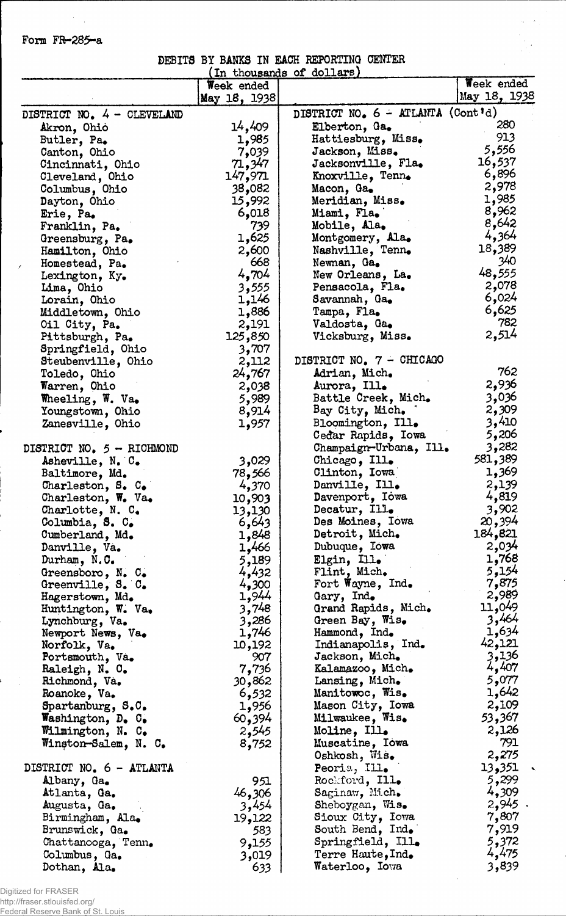Form FR-285-a

DEBITS BY BANKS IN EACH REPORTING CENTER

(In thousands of dollars)

| | Week ended May 18, 1938 |
|---|---|
| **DISTRICT NO. 4 - CLEVELAND** | |
| Akron, Ohio | 14,409 |
| Butler, Pa. | 1,985 |
| Canton, Ohio | 7,039 |
| Cincinnati, Ohio | 71,347 |
| Cleveland, Ohio | 147,971 |
| Columbus, Ohio | 38,082 |
| Dayton, Ohio | 15,992 |
| Erie, Pa. | 6,018 |
| Franklin, Pa. | 739 |
| Greensburg, Pa. | 1,625 |
| Hamilton, Ohio | 2,600 |
| Homestead, Pa. | 668 |
| Lexington, Ky. | 4,704 |
| Lima, Ohio | 3,555 |
| Lorain, Ohio | 1,146 |
| Middletown, Ohio | 1,886 |
| Oil City, Pa. | 2,191 |
| Pittsburgh, Pa. | 125,850 |
| Springfield, Ohio | 3,707 |
| Steubenville, Ohio | 2,112 |
| Toledo, Ohio | 24,767 |
| Warren, Ohio | 2,038 |
| Wheeling, W. Va. | 5,989 |
| Youngstown, Ohio | 8,914 |
| Zanesville, Ohio | 1,957 |
| **DISTRICT NO. 5 - RICHMOND** | |
| Asheville, N. C. | 3,029 |
| Baltimore, Md. | 78,566 |
| Charleston, S. C. | 4,370 |
| Charleston, W. Va. | 10,903 |
| Charlotte, N. C. | 13,130 |
| Columbia, S. C. | 6,643 |
| Cumberland, Md. | 1,848 |
| Danville, Va. | 1,466 |
| Durham, N.C. | 5,189 |
| Greensboro, N. C. | 4,432 |
| Greenville, S. C. | 4,300 |
| Hagerstown, Md. | 1,944 |
| Huntington, W. Va. | 3,748 |
| Lynchburg, Va. | 3,286 |
| Newport News, Va. | 1,746 |
| Norfolk, Va. | 10,192 |
| Portsmouth, Va. | 907 |
| Raleigh, N. C. | 7,736 |
| Richmond, Va. | 30,862 |
| Roanoke, Va. | 6,532 |
| Spartanburg, S.C. | 1,956 |
| Washington, D. C. | 60,394 |
| Wilmington, N. C. | 2,545 |
| Winston-Salem, N. C. | 8,752 |
| **DISTRICT NO. 6 - ATLANTA** | |
| Albany, Ga. | 951 |
| Atlanta, Ga. | 46,306 |
| Augusta, Ga. | 3,454 |
| Birmingham, Ala. | 19,122 |
| Brunswick, Ga. | 583 |
| Chattanooga, Tenn. | 9,155 |
| Columbus, Ga. | 3,019 |
| Dothan, Ala. | 633 |
| **DISTRICT NO. 6 - ATLANTA (Cont'd)** | |
| Elberton, Ga. | 280 |
| Hattiesburg, Miss. | 913 |
| Jackson, Miss. | 5,556 |
| Jacksonville, Fla. | 16,537 |
| Knoxville, Tenn. | 6,896 |
| Macon, Ga. | 2,978 |
| Meridian, Miss. | 1,985 |
| Miami, Fla. | 8,962 |
| Mobile, Ala. | 8,642 |
| Montgomery, Ala. | 4,364 |
| Nashville, Tenn. | 18,389 |
| Newnan, Ga. | 340 |
| New Orleans, La. | 48,555 |
| Pensacola, Fla. | 2,078 |
| Savannah, Ga. | 6,024 |
| Tampa, Fla. | 6,625 |
| Valdosta, Ga. | 782 |
| Vicksburg, Miss. | 2,514 |
| **DISTRICT NO. 7 - CHICAGO** | |
| Adrian, Mich. | 762 |
| Aurora, Ill. | 2,936 |
| Battle Creek, Mich. | 3,036 |
| Bay City, Mich. | 2,309 |
| Bloomington, Ill. | 3,410 |
| Cedar Rapids, Iowa | 5,206 |
| Champaign-Urbana, Ill. | 3,282 |
| Chicago, Ill. | 581,389 |
| Clinton, Iowa | 1,369 |
| Danville, Ill. | 2,139 |
| Davenport, Iowa | 4,819 |
| Decatur, Ill. | 3,902 |
| Des Moines, Iowa | 20,394 |
| Detroit, Mich. | 184,821 |
| Dubuque, Iowa | 2,034 |
| Elgin, Ill. | 1,768 |
| Flint, Mich. | 5,154 |
| Fort Wayne, Ind. | 7,875 |
| Gary, Ind. | 2,989 |
| Grand Rapids, Mich. | 11,049 |
| Green Bay, Wis. | 3,464 |
| Hammond, Ind. | 1,634 |
| Indianapolis, Ind. | 42,121 |
| Jackson, Mich. | 3,136 |
| Kalamazoo, Mich. | 4,407 |
| Lansing, Mich. | 5,077 |
| Manitowoc, Wis. | 1,642 |
| Mason City, Iowa | 2,109 |
| Milwaukee, Wis. | 53,367 |
| Moline, Ill. | 2,126 |
| Muscatine, Iowa | 791 |
| Oshkosh, Wis. | 2,275 |
| Peoria, Ill. | 13,351 |
| Rockford, Ill. | 5,299 |
| Saginaw, Mich. | 4,309 |
| Sheboygan, Wis. | 2,945 |
| Sioux City, Iowa | 7,807 |
| South Bend, Ind. | 7,919 |
| Springfield, Ill. | 5,372 |
| Terre Haute, Ind. | 4,475 |
| Waterloo, Iowa | 3,839 |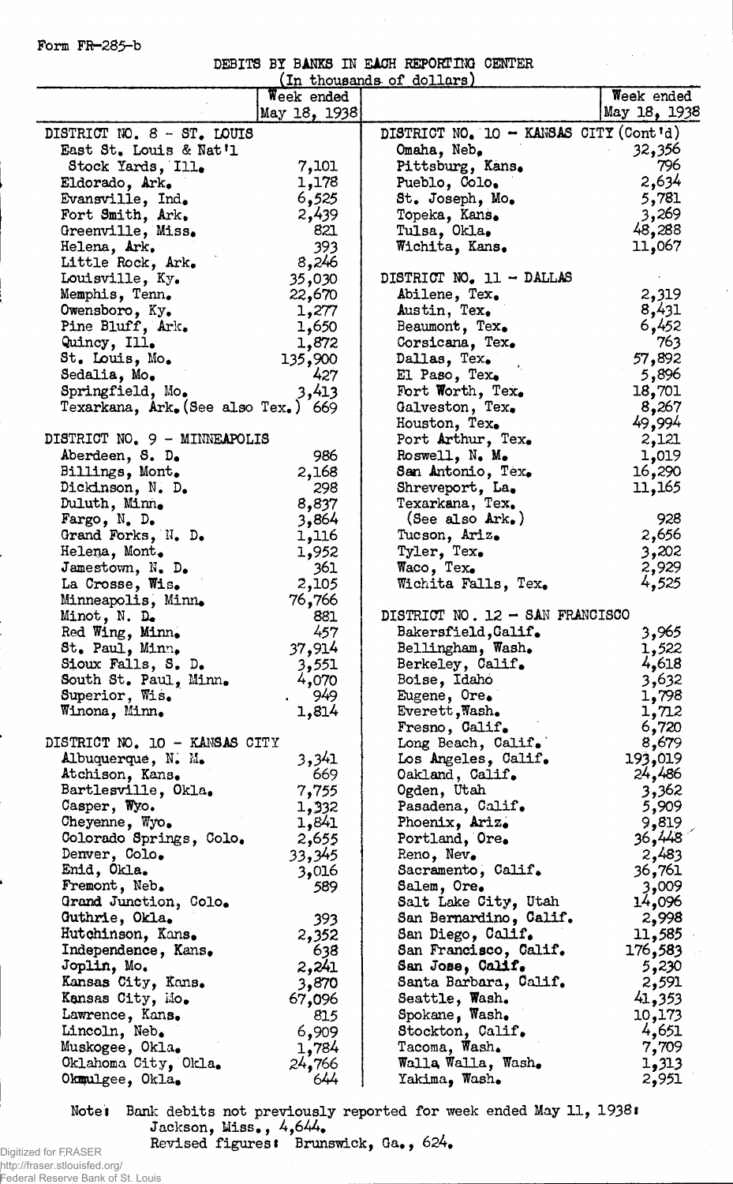Form FR-285-b

DEBITS BY BANKS IN EACH REPORTING CENTER

(In thousands of dollars)

| | Week ended May 18, 1938 | | Week ended May 18, 1938 |
|---|---|---|---|
| DISTRICT NO. 8 - ST. LOUIS | | DISTRICT NO. 10 - KANSAS CITY (Cont'd) | |
| East St. Louis & Nat'l Stock Yards, Ill. | 7,101 | Omaha, Neb. | 32,356 |
| Eldorado, Ark. | 1,178 | Pittsburg, Kans. | 796 |
| Evansville, Ind. | 6,525 | Pueblo, Colo. | 2,634 |
| Fort Smith, Ark. | 2,439 | St. Joseph, Mo. | 5,781 |
| Greenville, Miss. | 821 | Topeka, Kans. | 3,269 |
| Helena, Ark. | 393 | Tulsa, Okla. | 48,288 |
| Little Rock, Ark. | 8,246 | Wichita, Kans. | 11,067 |
| Louisville, Ky. | 35,030 | DISTRICT NO. 11 - DALLAS | |
| Memphis, Tenn. | 22,670 | Abilene, Tex. | 2,319 |
| Owensboro, Ky. | 1,277 | Austin, Tex. | 8,431 |
| Pine Bluff, Ark. | 1,650 | Beaumont, Tex. | 6,452 |
| Quincy, Ill. | 1,872 | Corsicana, Tex. | 763 |
| St. Louis, Mo. | 135,900 | Dallas, Tex. | 57,892 |
| Sedalia, Mo. | 427 | El Paso, Tex. | 5,896 |
| Springfield, Mo. | 3,413 | Fort Worth, Tex. | 18,701 |
| Texarkana, Ark. (See also Tex.) | 669 | Galveston, Tex. | 8,267 |
| | | Houston, Tex. | 49,994 |
| DISTRICT NO. 9 - MINNEAPOLIS | | Port Arthur, Tex. | 2,121 |
| Aberdeen, S. D. | 986 | Roswell, N. M. | 1,019 |
| Billings, Mont. | 2,168 | San Antonio, Tex. | 16,290 |
| Dickinson, N. D. | 298 | Shreveport, La. | 11,165 |
| Duluth, Minn. | 8,837 | Texarkana, Tex. (See also Ark.) | 928 |
| Fargo, N. D. | 3,864 | Tucson, Ariz. | 2,656 |
| Grand Forks, N. D. | 1,116 | Tyler, Tex. | 3,202 |
| Helena, Mont. | 1,952 | Waco, Tex. | 2,929 |
| Jamestown, N. D. | 361 | Wichita Falls, Tex. | 4,525 |
| La Crosse, Wis. | 2,105 | | |
| Minneapolis, Minn. | 76,766 | DISTRICT NO. 12 - SAN FRANCISCO | |
| Minot, N. D. | 881 | Bakersfield, Calif. | 3,965 |
| Red Wing, Minn. | 457 | Bellingham, Wash. | 1,522 |
| St. Paul, Minn. | 37,914 | Berkeley, Calif. | 4,618 |
| Sioux Falls, S. D. | 3,551 | Boise, Idaho | 3,632 |
| South St. Paul, Minn. | 4,070 | Eugene, Ore. | 1,798 |
| Superior, Wis. | 949 | Everett, Wash. | 1,712 |
| Winona, Minn. | 1,814 | Fresno, Calif. | 6,720 |
| DISTRICT NO. 10 - KANSAS CITY | | Long Beach, Calif. | 8,679 |
| Albuquerque, N. M. | 3,341 | Los Angeles, Calif. | 193,019 |
| Atchison, Kans. | 669 | Oakland, Calif. | 24,486 |
| Bartlesville, Okla. | 7,755 | Ogden, Utah | 3,362 |
| Casper, Wyo. | 1,332 | Pasadena, Calif. | 5,909 |
| Cheyenne, Wyo. | 1,841 | Phoenix, Ariz. | 9,819 |
| Colorado Springs, Colo. | 2,655 | Portland, Ore. | 36,448 |
| Denver, Colo. | 33,345 | Reno, Nev. | 2,483 |
| Enid, Okla. | 3,016 | Sacramento, Calif. | 36,761 |
| Fremont, Neb. | 589 | Salem, Ore. | 3,009 |
| Grand Junction, Colo. | | Salt Lake City, Utah | 14,096 |
| Guthrie, Okla. | 393 | San Bernardino, Calif. | 2,998 |
| Hutchinson, Kans. | 2,352 | San Diego, Calif. | 11,585 |
| Independence, Kans. | 638 | San Francisco, Calif. | 176,583 |
| Joplin, Mo. | 2,241 | San Jose, Calif. | 5,230 |
| Kansas City, Kans. | 3,870 | Santa Barbara, Calif. | 2,591 |
| Kansas City, Mo. | 67,096 | Seattle, Wash. | 41,353 |
| Lawrence, Kans. | 815 | Spokane, Wash. | 10,173 |
| Lincoln, Neb. | 6,909 | Stockton, Calif. | 4,651 |
| Muskogee, Okla. | 1,784 | Tacoma, Wash. | 7,709 |
| Oklahoma City, Okla. | 24,766 | Walla Walla, Wash. | 1,313 |
| Okmulgee, Okla. | 644 | Yakima, Wash. | 2,951 |

Note: Bank debits not previously reported for week ended May 11, 1938: Jackson, Miss., 4,644.
Revised figures: Brunswick, Ga., 624.

Digitized for FRASER
http://fraser.stlouisfed.org/
Federal Reserve Bank of St. Louis